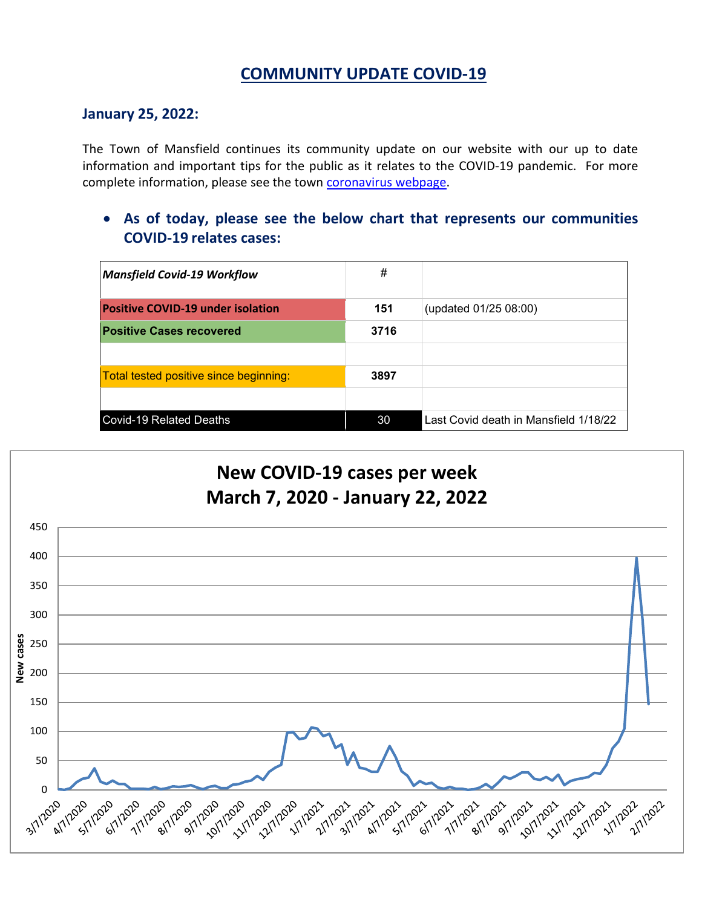# COMMUNITY UPDATE COVID-19

## January 25, 2022:

The Town of Mansfield continues its community update on our website with our up to date information and important tips for the public as it relates to the COVID-19 pandemic. For more complete information, please see the town [coronavirus webpage](coronavirus webpage).

- **As of today, please see the below chart that represents our communities COVID-19 relates cases:**

| ***Mansfield Covid-19 Workflow*** | # | |
|---|---|---|
| **Positive COVID-19 under isolation** | **151** | (updated 01/25 08:00) |
| **Positive Cases recovered** | **3716** | |
| | | |
| Total tested positive since beginning: | **3897** | |
| | | |
| Covid-19 Related Deaths | 30 | Last Covid death in Mansfield 1/18/22 |

**New COVID-19 cases per week**
**March 7, 2020 - January 22, 2022**

New cases

0, 50, 100, 150, 200, 250, 300, 350, 400, 450

3/7/2020, 4/7/2020, 5/7/2020, 6/7/2020, 7/7/2020, 8/7/2020, 9/7/2020, 10/7/2020, 11/7/2020, 12/7/2020, 1/7/2021, 2/7/2021, 3/7/2021, 4/7/2021, 5/7/2021, 6/7/2021, 7/7/2021, 8/7/2021, 9/7/2021, 10/7/2021, 11/7/2021, 12/7/2021, 1/7/2022, 2/7/2022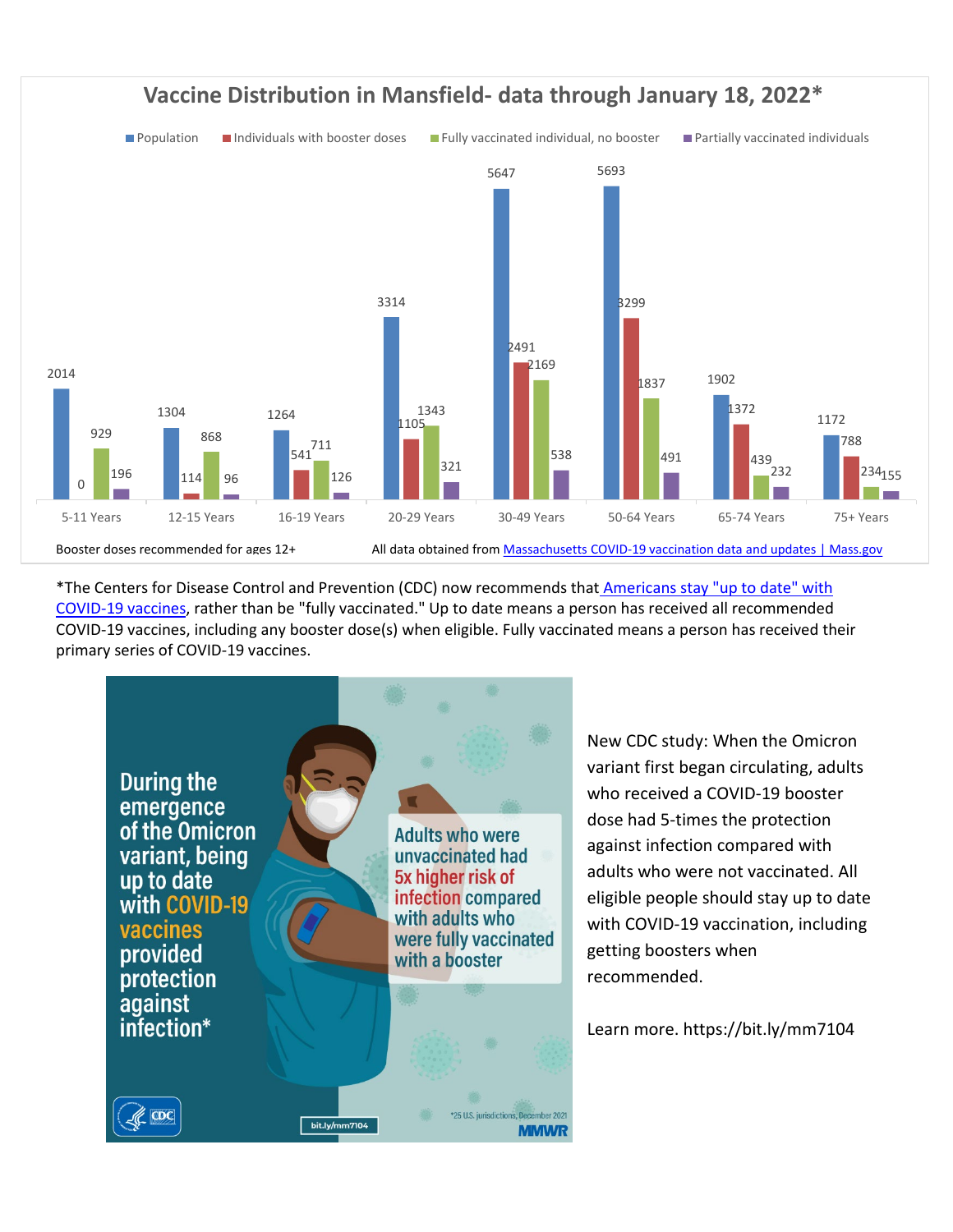## Vaccine Distribution in Mansfield- data through January 18, 2022*

| Age Group | Population | Individuals with booster doses | Fully vaccinated individual, no booster | Partially vaccinated individuals |
|---|---|---|---|---|
| 5-11 Years | 2014 | 0 | 929 | 196 |
| 12-15 Years | 1304 | 114 | 868 | 96 |
| 16-19 Years | 1264 | 541 | 711 | 126 |
| 20-29 Years | 3314 | 1105 | 1343 | 321 |
| 30-49 Years | 5647 | 2491 | 2169 | 538 |
| 50-64 Years | 5693 | 3299 | 1837 | 491 |
| 65-74 Years | 1902 | 1372 | 439 | 232 |
| 75+ Years | 1172 | 788 | 234 | 155 |

Booster doses recommended for ages 12+

All data obtained from [Massachusetts COVID-19 vaccination data and updates | Mass.gov](Massachusetts COVID-19 vaccination data and updates | Mass.gov)

*The Centers for Disease Control and Prevention (CDC) now recommends that [Americans stay "up to date" with COVID-19 vaccines](Americans stay "up to date" with COVID-19 vaccines), rather than be "fully vaccinated." Up to date means a person has received all recommended COVID-19 vaccines, including any booster dose(s) when eligible. Fully vaccinated means a person has received their primary series of COVID-19 vaccines.

During the emergence of the Omicron variant, being up to date with COVID-19 vaccines provided protection against infection*

Adults who were unvaccinated had 5x higher risk of infection compared with adults who were fully vaccinated with a booster

*25 U.S. jurisdictions, December 2021

bit.ly/mm7104

New CDC study: When the Omicron variant first began circulating, adults who received a COVID-19 booster dose had 5-times the protection against infection compared with adults who were not vaccinated. All eligible people should stay up to date with COVID-19 vaccination, including getting boosters when recommended.

Learn more. https://bit.ly/mm7104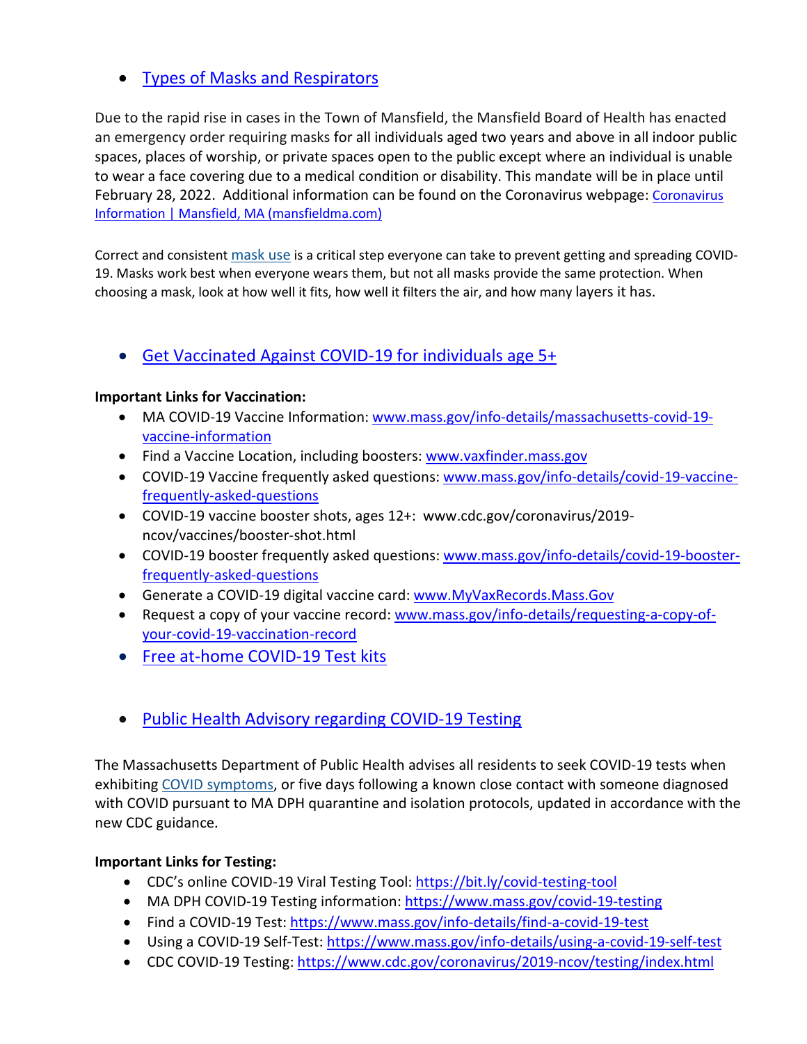- [Types of Masks and Respirators]()

Due to the rapid rise in cases in the Town of Mansfield, the Mansfield Board of Health has enacted an emergency order requiring masks for all individuals aged two years and above in all indoor public spaces, places of worship, or private spaces open to the public except where an individual is unable to wear a face covering due to a medical condition or disability. This mandate will be in place until February 28, 2022. Additional information can be found on the Coronavirus webpage: [Coronavirus Information | Mansfield, MA (mansfieldma.com)]()

Correct and consistent [mask use]() is a critical step everyone can take to prevent getting and spreading COVID-19. Masks work best when everyone wears them, but not all masks provide the same protection. When choosing a mask, look at how well it fits, how well it filters the air, and how many layers it has.

- [Get Vaccinated Against COVID-19 for individuals age 5+]()

**Important Links for Vaccination:**

- MA COVID-19 Vaccine Information: [www.mass.gov/info-details/massachusetts-covid-19-vaccine-information]()
- Find a Vaccine Location, including boosters: [www.vaxfinder.mass.gov]()
- COVID-19 Vaccine frequently asked questions: [www.mass.gov/info-details/covid-19-vaccine-frequently-asked-questions]()
- COVID-19 vaccine booster shots, ages 12+: www.cdc.gov/coronavirus/2019-ncov/vaccines/booster-shot.html
- COVID-19 booster frequently asked questions: [www.mass.gov/info-details/covid-19-booster-frequently-asked-questions]()
- Generate a COVID-19 digital vaccine card: [www.MyVaxRecords.Mass.Gov]()
- Request a copy of your vaccine record: [www.mass.gov/info-details/requesting-a-copy-of-your-covid-19-vaccination-record]()
- [Free at-home COVID-19 Test kits]()

- [Public Health Advisory regarding COVID-19 Testing]()

The Massachusetts Department of Public Health advises all residents to seek COVID-19 tests when exhibiting [COVID symptoms](), or five days following a known close contact with someone diagnosed with COVID pursuant to MA DPH quarantine and isolation protocols, updated in accordance with the new CDC guidance.

**Important Links for Testing:**

- CDC's online COVID-19 Viral Testing Tool: [https://bit.ly/covid-testing-tool]()
- MA DPH COVID-19 Testing information: [https://www.mass.gov/covid-19-testing]()
- Find a COVID-19 Test: [https://www.mass.gov/info-details/find-a-covid-19-test]()
- Using a COVID-19 Self-Test: [https://www.mass.gov/info-details/using-a-covid-19-self-test]()
- CDC COVID-19 Testing: [https://www.cdc.gov/coronavirus/2019-ncov/testing/index.html]()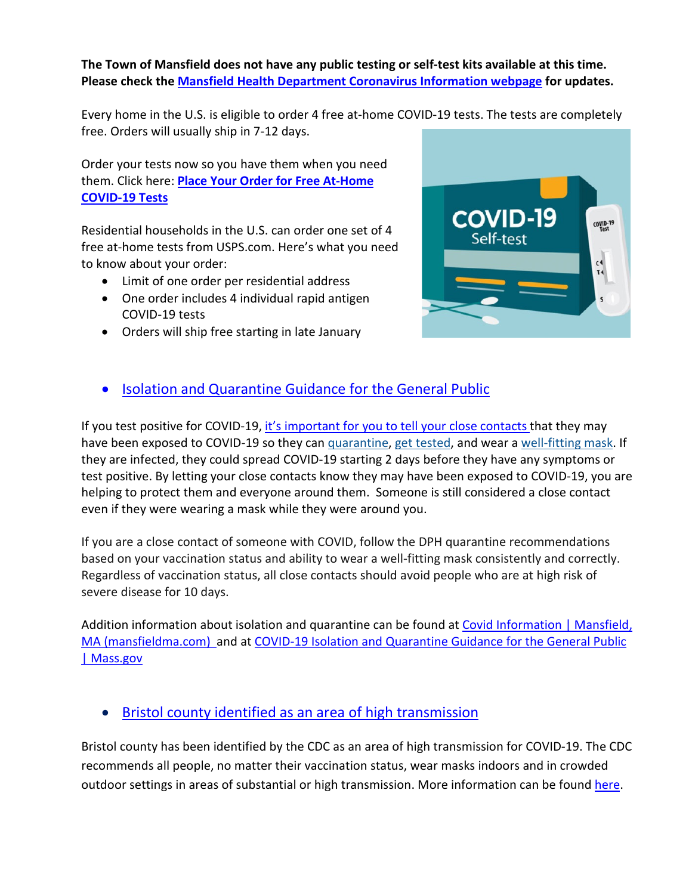**The Town of Mansfield does not have any public testing or self-test kits available at this time. Please check the Mansfield Health Department Coronavirus Information webpage for updates.**

Every home in the U.S. is eligible to order 4 free at-home COVID-19 tests. The tests are completely free. Orders will usually ship in 7-12 days.

Order your tests now so you have them when you need them. Click here: **Place Your Order for Free At-Home COVID-19 Tests**

Residential households in the U.S. can order one set of 4 free at-home tests from USPS.com. Here's what you need to know about your order:

- Limit of one order per residential address
- One order includes 4 individual rapid antigen COVID-19 tests
- Orders will ship free starting in late January

- Isolation and Quarantine Guidance for the General Public

If you test positive for COVID-19, it's important for you to tell your close contacts that they may have been exposed to COVID-19 so they can quarantine, get tested, and wear a well-fitting mask. If they are infected, they could spread COVID-19 starting 2 days before they have any symptoms or test positive. By letting your close contacts know they may have been exposed to COVID-19, you are helping to protect them and everyone around them. Someone is still considered a close contact even if they were wearing a mask while they were around you.

If you are a close contact of someone with COVID, follow the DPH quarantine recommendations based on your vaccination status and ability to wear a well-fitting mask consistently and correctly. Regardless of vaccination status, all close contacts should avoid people who are at high risk of severe disease for 10 days.

Addition information about isolation and quarantine can be found at Covid Information | Mansfield, MA (mansfieldma.com) and at COVID-19 Isolation and Quarantine Guidance for the General Public | Mass.gov

- Bristol county identified as an area of high transmission

Bristol county has been identified by the CDC as an area of high transmission for COVID-19. The CDC recommends all people, no matter their vaccination status, wear masks indoors and in crowded outdoor settings in areas of substantial or high transmission. More information can be found here.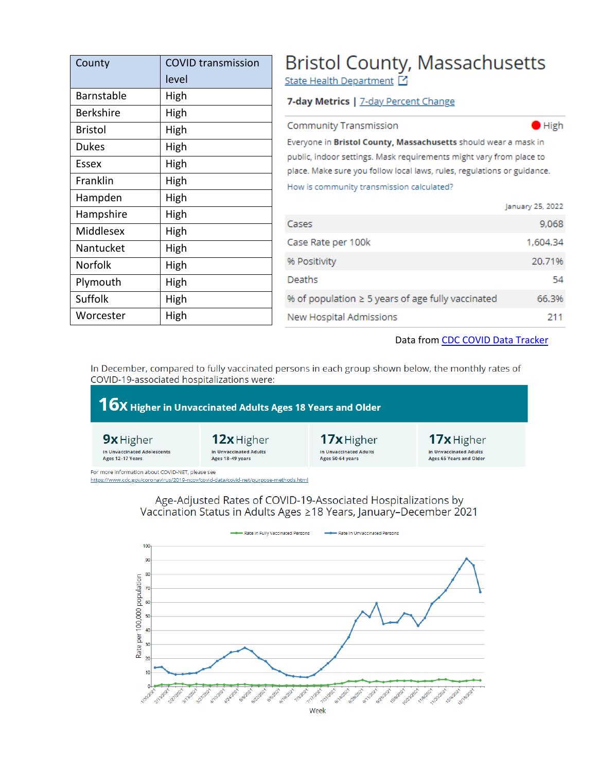| County | COVID transmission level |
| --- | --- |
| Barnstable | High |
| Berkshire | High |
| Bristol | High |
| Dukes | High |
| Essex | High |
| Franklin | High |
| Hampden | High |
| Hampshire | High |
| Middlesex | High |
| Nantucket | High |
| Norfolk | High |
| Plymouth | High |
| Suffolk | High |
| Worcester | High |

# Bristol County, Massachusetts

State Health Department

**7-day Metrics** | 7-day Percent Change

Community Transmission — High

Everyone in **Bristol County, Massachusetts** should wear a mask in public, indoor settings. Mask requirements might vary from place to place. Make sure you follow local laws, rules, regulations or guidance.

How is community transmission calculated?

| | January 25, 2022 |
| --- | --- |
| Cases | 9,068 |
| Case Rate per 100k | 1,604.34 |
| % Positivity | 20.71% |
| Deaths | 54 |
| % of population ≥ 5 years of age fully vaccinated | 66.3% |
| New Hospital Admissions | 211 |

Data from CDC COVID Data Tracker

In December, compared to fully vaccinated persons in each group shown below, the monthly rates of COVID-19-associated hospitalizations were:

**16x Higher in Unvaccinated Adults Ages 18 Years and Older**

**9x** Higher
In Unvaccinated Adolescents
Ages 12-17 Years

**12x** Higher
In Unvaccinated Adults
Ages 18-49 years

**17x** Higher
In Unvaccinated Adults
Ages 50-64 years

**17x** Higher
In Unvaccinated Adults
Ages 65 Years and Older

For more information about COVID-NET, please see https://www.cdc.gov/coronavirus/2019-ncov/covid-data/covid-net/purpose-methods.html

Age-Adjusted Rates of COVID-19-Associated Hospitalizations by Vaccination Status in Adults Ages ≥18 Years, January–December 2021

Rate in Fully Vaccinated Persons
Rate in Unvaccinated Persons

Rate per 100,000 population

0
10
20
30
40
50
60
70
80
90
100

1/30/2021
2/13/2021
2/27/2021
3/13/2021
3/27/2021
4/10/2021
4/24/2021
5/8/2021
5/22/2021
6/5/2021
6/19/2021
7/3/2021
7/17/2021
7/31/2021
8/14/2021
8/28/2021
9/11/2021
9/25/2021
10/9/2021
10/23/2021
11/6/2021
11/20/2021
12/4/2021
12/18/2021

Week